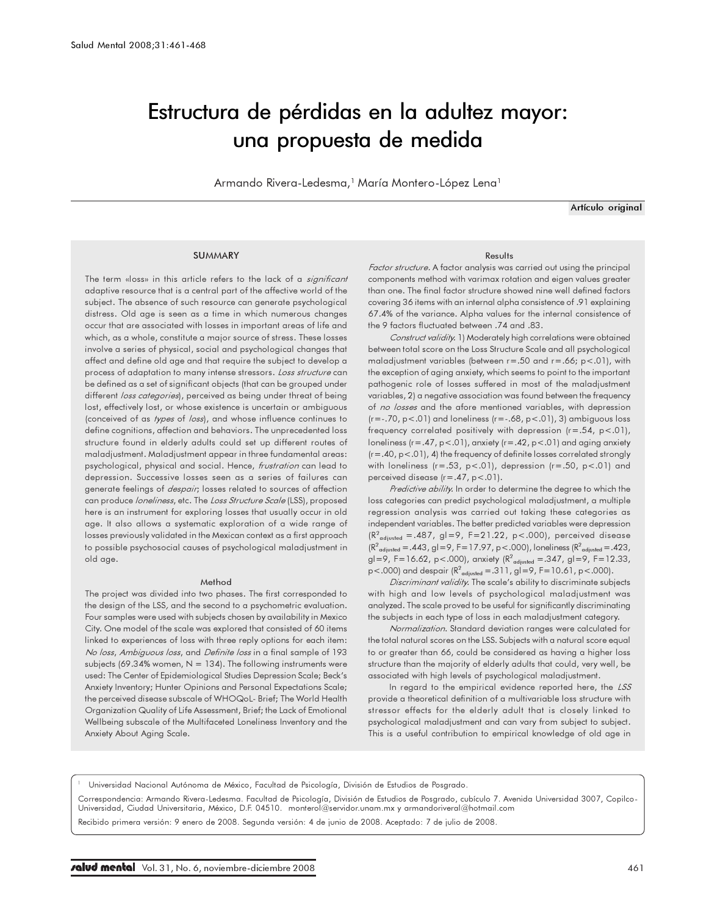# Estructura de pérdidas en la adultez mayor: una propuesta de medida

Armando Rivera-Ledesma,[1] María Montero-López Lena[1]

**Artículo original**

## SUMMARY

The term «loss» in this article refers to the lack of a *significant* adaptive resource that is a central part of the affective world of the subject. The absence of such resource can generate psychological distress. Old age is seen as a time in which numerous changes occur that are associated with losses in important areas of life and which, as a whole, constitute a major source of stress. These losses involve a series of physical, social and psychological changes that affect and define old age and that require the subject to develop a process of adaptation to many intense stressors. *Loss structure* can be defined as a set of significant objects (that can be grouped under different *loss categories*), perceived as being under threat of being lost, effectively lost, or whose existence is uncertain or ambiguous (conceived of as *types* of *loss*), and whose influence continues to define cognitions, affection and behaviors. The unprecedented loss structure found in elderly adults could set up different routes of maladjustment. Maladjustment appear in three fundamental areas: psychological, physical and social. Hence, *frustration* can lead to depression. Successive losses seen as a series of failures can generate feelings of *despair*; losses related to sources of affection can produce *loneliness*, etc. The *Loss Structure Scale* (LSS), proposed here is an instrument for exploring losses that usually occur in old age. It also allows a systematic exploration of a wide range of losses previously validated in the Mexican context as a first approach to possible psychosocial causes of psychological maladjustment in old age.

### Method

The project was divided into two phases. The first corresponded to the design of the LSS, and the second to a psychometric evaluation. Four samples were used with subjects chosen by availability in Mexico City. One model of the scale was explored that consisted of 60 items linked to experiences of loss with three reply options for each item: *No loss*, *Ambiguous loss*, and *Definite loss* in a final sample of 193 subjects (69.34% women, N = 134). The following instruments were used: The Center of Epidemiological Studies Depression Scale; Beck's Anxiety Inventory; Hunter Opinions and Personal Expectations Scale; the perceived disease subscale of WHOQoL- Brief; The World Health Organization Quality of Life Assessment, Brief; the Lack of Emotional Wellbeing subscale of the Multifaceted Loneliness Inventory and the Anxiety About Aging Scale.

### Results

*Factor structure.* A factor analysis was carried out using the principal components method with varimax rotation and eigen values greater than one. The final factor structure showed nine well defined factors covering 36 items with an internal alpha consistence of .91 explaining 67.4% of the variance. Alpha values for the internal consistence of the 9 factors fluctuated between .74 and .83.

*Construct validity.* 1) Moderately high correlations were obtained between total score on the Loss Structure Scale and all psychological maladjustment variables (between r=.50 and r=.66; p<.01), with the exception of aging anxiety, which seems to point to the important pathogenic role of losses suffered in most of the maladjustment variables, 2) a negative association was found between the frequency of *no losses* and the afore mentioned variables, with depression (r=-.70, p<.01) and loneliness (r=-.68, p<.01), 3) ambiguous loss frequency correlated positively with depression (r=.54, p<.01), loneliness (r=.47, p<.01), anxiety (r=.42, p<.01) and aging anxiety (r=.40, p<.01), 4) the frequency of definite losses correlated strongly with loneliness (r=.53, p<.01), depression (r=.50, p<.01) and perceived disease (r=.47, p<.01).

*Predictive ability.* In order to determine the degree to which the loss categories can predict psychological maladjustment, a multiple regression analysis was carried out taking these categories as independent variables. The better predicted variables were depression ($R^2_{adjusted}$ =.487, gl=9, F=21.22, p<.000), perceived disease ($R^2_{adjusted}$ =.443, gl=9, F=17.97, p<.000), loneliness ($R^2_{adjusted}$ =.423, gl=9, F=16.62, p<.000), anxiety ($R^2_{adjusted}$ =.347, gl=9, F=12.33, p<.000) and despair ($R^2_{adjusted}$ =.311, gl=9, F=10.61, p<.000).

*Discriminant validity.* The scale's ability to discriminate subjects with high and low levels of psychological maladjustment was analyzed. The scale proved to be useful for significantly discriminating the subjects in each type of loss in each maladjustment category.

*Normalization.* Standard deviation ranges were calculated for the total natural scores on the LSS. Subjects with a natural score equal to or greater than 66, could be considered as having a higher loss structure than the majority of elderly adults that could, very well, be associated with high levels of psychological maladjustment.

In regard to the empirical evidence reported here, the *LSS* provide a theoretical definition of a multivariable loss structure with stressor effects for the elderly adult that is closely linked to psychological maladjustment and can vary from subject to subject. This is a useful contribution to empirical knowledge of old age in

---

[1] Universidad Nacional Autónoma de México, Facultad de Psicología, División de Estudios de Posgrado.

Correspondencia: Armando Rivera-Ledesma. Facultad de Psicología, División de Estudios de Posgrado, cubículo 7. Avenida Universidad 3007, Copilco-Universidad, Ciudad Universitaria, México, D.F. 04510. monterol@servidor.unam.mx y armandoriveral@hotmail.com

Recibido primera versión: 9 enero de 2008. Segunda versión: 4 de junio de 2008. Aceptado: 7 de julio de 2008.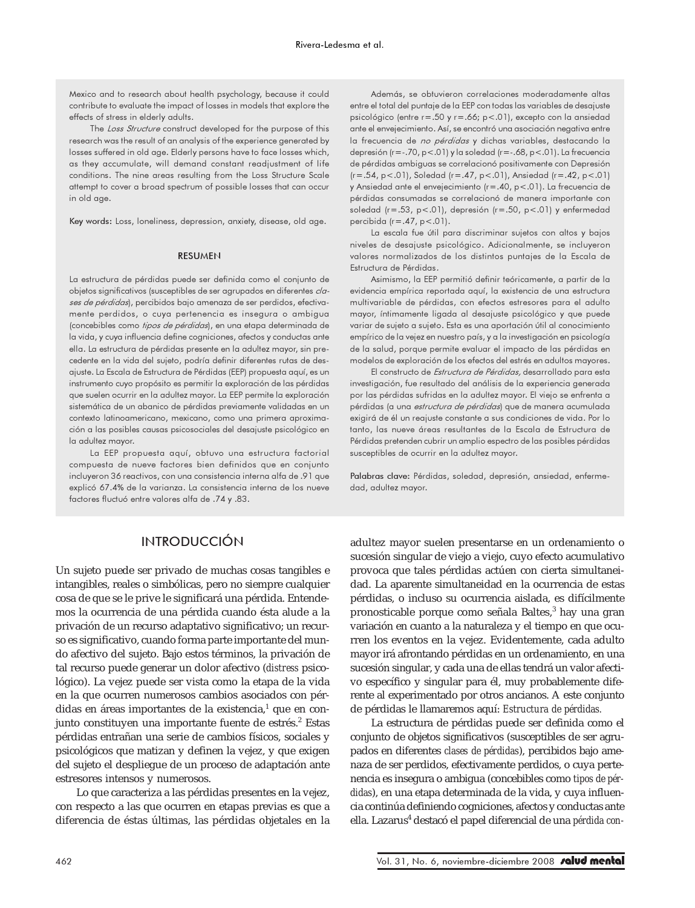Mexico and to research about health psychology, because it could contribute to evaluate the impact of losses in models that explore the effects of stress in elderly adults.

The *Loss Structure* construct developed for the purpose of this research was the result of an analysis of the experience generated by losses suffered in old age. Elderly persons have to face losses which, as they accumulate, will demand constant readjustment of life conditions. The nine areas resulting from the Loss Structure Scale attempt to cover a broad spectrum of possible losses that can occur in old age.

Key words: Loss, loneliness, depression, anxiety, disease, old age.

### RESUMEN

La estructura de pérdidas puede ser definida como el conjunto de objetos significativos (susceptibles de ser agrupados en diferentes *clases de pérdidas*), percibidos bajo amenaza de ser perdidos, efectivamente perdidos, o cuya pertenencia es insegura o ambigua (concebibles como *tipos de pérdidas*), en una etapa determinada de la vida, y cuya influencia define cogniciones, afectos y conductas ante ella. La estructura de pérdidas presente en la adultez mayor, sin precedente en la vida del sujeto, podría definir diferentes rutas de desajuste. La Escala de Estructura de Pérdidas (EEP) propuesta aquí, es un instrumento cuyo propósito es permitir la exploración de las pérdidas que suelen ocurrir en la adultez mayor. La EEP permite la exploración sistemática de un abanico de pérdidas previamente validadas en un contexto latinoamericano, mexicano, como una primera aproximación a las posibles causas psicosociales del desajuste psicológico en la adultez mayor.

La EEP propuesta aquí, obtuvo una estructura factorial compuesta de nueve factores bien definidos que en conjunto incluyeron 36 reactivos, con una consistencia interna alfa de .91 que explicó 67.4% de la varianza. La consistencia interna de los nueve factores fluctuó entre valores alfa de .74 y .83.

Además, se obtuvieron correlaciones moderadamente altas entre el total del puntaje de la EEP con todas las variables de desajuste psicológico (entre r=.50 y r=.66; p<.01), excepto con la ansiedad ante el envejecimiento. Así, se encontró una asociación negativa entre la frecuencia de *no pérdidas* y dichas variables, destacando la depresión (r=-.70, p<.01) y la soledad (r=-.68, p<.01). La frecuencia de pérdidas ambiguas se correlacionó positivamente con Depresión (r=.54, p<.01), Soledad (r=.47, p<.01), Ansiedad (r=.42, p<.01) y Ansiedad ante el envejecimiento (r=.40, p<.01). La frecuencia de pérdidas consumadas se correlacionó de manera importante con soledad (r=.53, p<.01), depresión (r=.50, p<.01) y enfermedad percibida (r=.47, p<.01).

La escala fue útil para discriminar sujetos con altos y bajos niveles de desajuste psicológico. Adicionalmente, se incluyeron valores normalizados de los distintos puntajes de la Escala de Estructura de Pérdidas.

Asimismo, la EEP permitió definir teóricamente, a partir de la evidencia empírica reportada aquí, la existencia de una estructura multivariable de pérdidas, con efectos estresores para el adulto mayor, íntimamente ligada al desajuste psicológico y que puede variar de sujeto a sujeto. Esta es una aportación útil al conocimiento empírico de la vejez en nuestro país, y a la investigación en psicología de la salud, porque permite evaluar el impacto de las pérdidas en modelos de exploración de los efectos del estrés en adultos mayores.

El constructo de *Estructura de Pérdidas,* desarrollado para esta investigación, fue resultado del análisis de la experiencia generada por las pérdidas sufridas en la adultez mayor. El viejo se enfrenta a pérdidas (a una *estructura de pérdidas*) que de manera acumulada exigirá de él un reajuste constante a sus condiciones de vida. Por lo tanto, las nueve áreas resultantes de la Escala de Estructura de Pérdidas pretenden cubrir un amplio espectro de las posibles pérdidas susceptibles de ocurrir en la adultez mayor.

Palabras clave: Pérdidas, soledad, depresión, ansiedad, enfermedad, adultez mayor.

## INTRODUCCIÓN

Un sujeto puede ser privado de muchas cosas tangibles e intangibles, reales o simbólicas, pero no siempre cualquier cosa de que se le prive le significará una pérdida. Entendemos la ocurrencia de una pérdida cuando ésta alude a la privación de un recurso adaptativo significativo; un recurso es significativo, cuando forma parte importante del mundo afectivo del sujeto. Bajo estos términos, la privación de tal recurso puede generar un dolor afectivo (*distress* psicológico). La vejez puede ser vista como la etapa de la vida en la que ocurren numerosos cambios asociados con pérdidas en áreas importantes de la existencia,[1] que en conjunto constituyen una importante fuente de estrés.[2] Estas pérdidas entrañan una serie de cambios físicos, sociales y psicológicos que matizan y definen la vejez, y que exigen del sujeto el despliegue de un proceso de adaptación ante estresores intensos y numerosos.

Lo que caracteriza a las pérdidas presentes en la vejez, con respecto a las que ocurren en etapas previas es que a diferencia de éstas últimas, las pérdidas objetales en la adultez mayor suelen presentarse en un ordenamiento o sucesión singular de viejo a viejo, cuyo efecto acumulativo provoca que tales pérdidas actúen con cierta simultaneidad. La aparente simultaneidad en la ocurrencia de estas pérdidas, o incluso su ocurrencia aislada, es difícilmente pronosticable porque como señala Baltes,[3] hay una gran variación en cuanto a la naturaleza y el tiempo en que ocurren los eventos en la vejez. Evidentemente, cada adulto mayor irá afrontando pérdidas en un ordenamiento, en una sucesión singular, y cada una de ellas tendrá un valor afectivo específico y singular para él, muy probablemente diferente al experimentado por otros ancianos. A este conjunto de pérdidas le llamaremos aquí: *Estructura de pérdidas.*

La estructura de pérdidas puede ser definida como el conjunto de objetos significativos (susceptibles de ser agrupados en diferentes *clases de pérdidas*), percibidos bajo amenaza de ser perdidos, efectivamente perdidos, o cuya pertenencia es insegura o ambigua (concebibles como *tipos de pérdidas*), en una etapa determinada de la vida, y cuya influencia continúa definiendo cogniciones, afectos y conductas ante ella. Lazarus[4] destacó el papel diferencial de una *pérdida con-*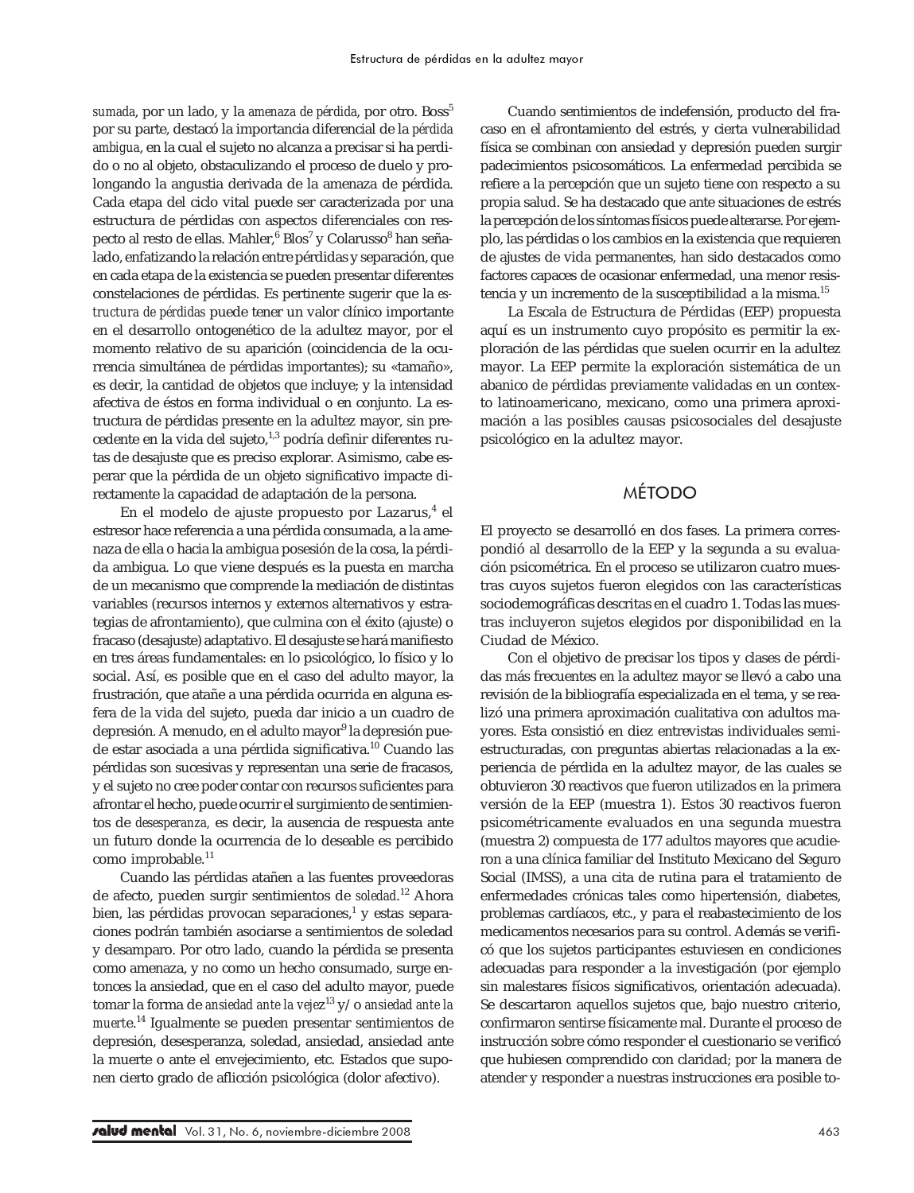*sumada*, por un lado, y la *amenaza de pérdida*, por otro. Boss[5] por su parte, destacó la importancia diferencial de la *pérdida ambigua*, en la cual el sujeto no alcanza a precisar si ha perdido o no al objeto, obstaculizando el proceso de duelo y prolongando la angustia derivada de la amenaza de pérdida. Cada etapa del ciclo vital puede ser caracterizada por una estructura de pérdidas con aspectos diferenciales con respecto al resto de ellas. Mahler,[6] Blos[7] y Colarusso[8] han señalado, enfatizando la relación entre pérdidas y separación, que en cada etapa de la existencia se pueden presentar diferentes constelaciones de pérdidas. Es pertinente sugerir que la *estructura de pérdidas* puede tener un valor clínico importante en el desarrollo ontogenético de la adultez mayor, por el momento relativo de su aparición (coincidencia de la ocurrencia simultánea de pérdidas importantes); su «tamaño», es decir, la cantidad de objetos que incluye; y la intensidad afectiva de éstos en forma individual o en conjunto. La estructura de pérdidas presente en la adultez mayor, sin precedente en la vida del sujeto,[1,3] podría definir diferentes rutas de desajuste que es preciso explorar. Asimismo, cabe esperar que la pérdida de un objeto significativo impacte directamente la capacidad de adaptación de la persona.

En el modelo de ajuste propuesto por Lazarus,[4] el estresor hace referencia a una pérdida consumada, a la amenaza de ella o hacia la ambigua posesión de la cosa, la pérdida ambigua. Lo que viene después es la puesta en marcha de un mecanismo que comprende la mediación de distintas variables (recursos internos y externos alternativos y estrategias de afrontamiento), que culmina con el éxito (ajuste) o fracaso (desajuste) adaptativo. El desajuste se hará manifiesto en tres áreas fundamentales: en lo psicológico, lo físico y lo social. Así, es posible que en el caso del adulto mayor, la frustración, que atañe a una pérdida ocurrida en alguna esfera de la vida del sujeto, pueda dar inicio a un cuadro de depresión. A menudo, en el adulto mayor[9] la depresión puede estar asociada a una pérdida significativa.[10] Cuando las pérdidas son sucesivas y representan una serie de fracasos, y el sujeto no cree poder contar con recursos suficientes para afrontar el hecho, puede ocurrir el surgimiento de sentimientos de *desesperanza,* es decir, la ausencia de respuesta ante un futuro donde la ocurrencia de lo deseable es percibido como improbable.[11]

Cuando las pérdidas atañen a las fuentes proveedoras de afecto, pueden surgir sentimientos de *soledad*.[12] Ahora bien, las pérdidas provocan separaciones,[1] y estas separaciones podrán también asociarse a sentimientos de soledad y desamparo. Por otro lado, cuando la pérdida se presenta como amenaza, y no como un hecho consumado, surge entonces la ansiedad, que en el caso del adulto mayor, puede tomar la forma de *ansiedad ante la vejez*[13] y/o *ansiedad ante la muerte*.[14] Igualmente se pueden presentar sentimientos de depresión, desesperanza, soledad, ansiedad, ansiedad ante la muerte o ante el envejecimiento, etc. Estados que suponen cierto grado de aflicción psicológica (dolor afectivo).

Cuando sentimientos de indefensión, producto del fracaso en el afrontamiento del estrés, y cierta vulnerabilidad física se combinan con ansiedad y depresión pueden surgir padecimientos psicosomáticos. La enfermedad percibida se refiere a la percepción que un sujeto tiene con respecto a su propia salud. Se ha destacado que ante situaciones de estrés la percepción de los síntomas físicos puede alterarse. Por ejemplo, las pérdidas o los cambios en la existencia que requieren de ajustes de vida permanentes, han sido destacados como factores capaces de ocasionar enfermedad, una menor resistencia y un incremento de la susceptibilidad a la misma.[15]

La Escala de Estructura de Pérdidas (EEP) propuesta aquí es un instrumento cuyo propósito es permitir la exploración de las pérdidas que suelen ocurrir en la adultez mayor. La EEP permite la exploración sistemática de un abanico de pérdidas previamente validadas en un contexto latinoamericano, mexicano, como una primera aproximación a las posibles causas psicosociales del desajuste psicológico en la adultez mayor.

## MÉTODO

El proyecto se desarrolló en dos fases. La primera correspondió al desarrollo de la EEP y la segunda a su evaluación psicométrica. En el proceso se utilizaron cuatro muestras cuyos sujetos fueron elegidos con las características sociodemográficas descritas en el cuadro 1. Todas las muestras incluyeron sujetos elegidos por disponibilidad en la Ciudad de México.

Con el objetivo de precisar los tipos y clases de pérdidas más frecuentes en la adultez mayor se llevó a cabo una revisión de la bibliografía especializada en el tema, y se realizó una primera aproximación cualitativa con adultos mayores. Esta consistió en diez entrevistas individuales semiestructuradas, con preguntas abiertas relacionadas a la experiencia de pérdida en la adultez mayor, de las cuales se obtuvieron 30 reactivos que fueron utilizados en la primera versión de la EEP (muestra 1). Estos 30 reactivos fueron psicométricamente evaluados en una segunda muestra (muestra 2) compuesta de 177 adultos mayores que acudieron a una clínica familiar del Instituto Mexicano del Seguro Social (IMSS), a una cita de rutina para el tratamiento de enfermedades crónicas tales como hipertensión, diabetes, problemas cardíacos, etc., y para el reabastecimiento de los medicamentos necesarios para su control. Además se verificó que los sujetos participantes estuviesen en condiciones adecuadas para responder a la investigación (por ejemplo sin malestares físicos significativos, orientación adecuada). Se descartaron aquellos sujetos que, bajo nuestro criterio, confirmaron sentirse físicamente mal. Durante el proceso de instrucción sobre cómo responder el cuestionario se verificó que hubiesen comprendido con claridad; por la manera de atender y responder a nuestras instrucciones era posible to-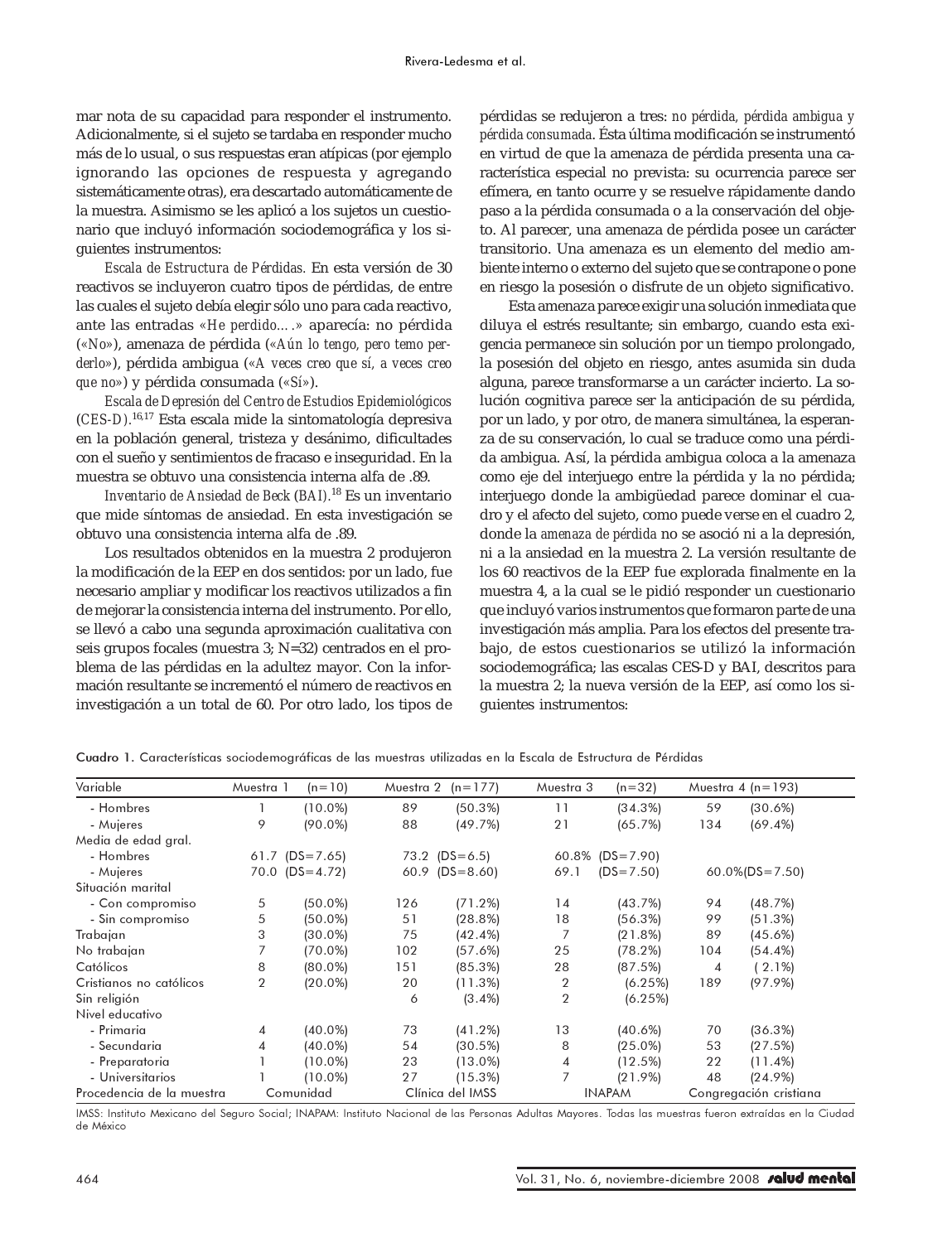mar nota de su capacidad para responder el instrumento. Adicionalmente, si el sujeto se tardaba en responder mucho más de lo usual, o sus respuestas eran atípicas (por ejemplo ignorando las opciones de respuesta y agregando sistemáticamente otras), era descartado automáticamente de la muestra. Asimismo se les aplicó a los sujetos un cuestionario que incluyó información sociodemográfica y los siguientes instrumentos:

*Escala de Estructura de Pérdidas.* En esta versión de 30 reactivos se incluyeron cuatro tipos de pérdidas, de entre las cuales el sujeto debía elegir sólo uno para cada reactivo, ante las entradas *«He perdido….»* aparecía: no pérdida (*«No»*), amenaza de pérdida (*«Aún lo tengo, pero temo perderlo»*), pérdida ambigua (*«A veces creo que sí, a veces creo que no»*) y pérdida consumada (*«Sí»*).

*Escala de Depresión del Centro de Estudios Epidemiológicos (CES-D).*[16,17] Esta escala mide la sintomatología depresiva en la población general, tristeza y desánimo, dificultades con el sueño y sentimientos de fracaso e inseguridad. En la muestra se obtuvo una consistencia interna alfa de .89.

*Inventario de Ansiedad de Beck (BAI).*[18] Es un inventario que mide síntomas de ansiedad. En esta investigación se obtuvo una consistencia interna alfa de .89.

Los resultados obtenidos en la muestra 2 produjeron la modificación de la EEP en dos sentidos: por un lado, fue necesario ampliar y modificar los reactivos utilizados a fin de mejorar la consistencia interna del instrumento. Por ello, se llevó a cabo una segunda aproximación cualitativa con seis grupos focales (muestra 3; N=32) centrados en el problema de las pérdidas en la adultez mayor. Con la información resultante se incrementó el número de reactivos en investigación a un total de 60. Por otro lado, los tipos de pérdidas se redujeron a tres: *no pérdida, pérdida ambigua y pérdida consumada*. Ésta última modificación se instrumentó en virtud de que la amenaza de pérdida presenta una característica especial no prevista: su ocurrencia parece ser efímera, en tanto ocurre y se resuelve rápidamente dando paso a la pérdida consumada o a la conservación del objeto. Al parecer, una amenaza de pérdida posee un carácter transitorio. Una amenaza es un elemento del medio ambiente interno o externo del sujeto que se contrapone o pone en riesgo la posesión o disfrute de un objeto significativo.

Esta amenaza parece exigir una solución inmediata que diluya el estrés resultante; sin embargo, cuando esta exigencia permanece sin solución por un tiempo prolongado, la posesión del objeto en riesgo, antes asumida sin duda alguna, parece transformarse a un carácter incierto. La solución cognitiva parece ser la anticipación de su pérdida, por un lado, y por otro, de manera simultánea, la esperanza de su conservación, lo cual se traduce como una pérdida ambigua. Así, la pérdida ambigua coloca a la amenaza como eje del interjuego entre la pérdida y la no pérdida; interjuego donde la ambigüedad parece dominar el cuadro y el afecto del sujeto, como puede verse en el cuadro 2, donde la *amenaza de pérdida* no se asoció ni a la depresión, ni a la ansiedad en la muestra 2. La versión resultante de los 60 reactivos de la EEP fue explorada finalmente en la muestra 4, a la cual se le pidió responder un cuestionario que incluyó varios instrumentos que formaron parte de una investigación más amplia. Para los efectos del presente trabajo, de estos cuestionarios se utilizó la información sociodemográfica; las escalas CES-D y BAI, descritos para la muestra 2; la nueva versión de la EEP, así como los siguientes instrumentos:

Cuadro 1. Características sociodemográficas de las muestras utilizadas en la Escala de Estructura de Pérdidas

| Variable | Muestra 1 | (n=10) | Muestra 2 | (n=177) | Muestra 3 | (n=32) | Muestra 4 (n=193) | |
|---|---|---|---|---|---|---|---|---|
| - Hombres | 1 | (10.0%) | 89 | (50.3%) | 11 | (34.3%) | 59 | (30.6%) |
| - Mujeres | 9 | (90.0%) | 88 | (49.7%) | 21 | (65.7%) | 134 | (69.4%) |
| Media de edad gral. | | | | | | | | |
| - Hombres | 61.7 | (DS=7.65) | 73.2 | (DS=6.5) | 60.8% | (DS=7.90) | | |
| - Mujeres | 70.0 | (DS=4.72) | 60.9 | (DS=8.60) | 69.1 | (DS=7.50) | 60.0%(DS=7.50) | |
| Situación marital | | | | | | | | |
| - Con compromiso | 5 | (50.0%) | 126 | (71.2%) | 14 | (43.7%) | 94 | (48.7%) |
| - Sin compromiso | 5 | (50.0%) | 51 | (28.8%) | 18 | (56.3%) | 99 | (51.3%) |
| Trabajan | 3 | (30.0%) | 75 | (42.4%) | 7 | (21.8%) | 89 | (45.6%) |
| No trabajan | 7 | (70.0%) | 102 | (57.6%) | 25 | (78.2%) | 104 | (54.4%) |
| Católicos | 8 | (80.0%) | 151 | (85.3%) | 28 | (87.5%) | 4 | ( 2.1%) |
| Cristianos no católicos | 2 | (20.0%) | 20 | (11.3%) | 2 | (6.25%) | 189 | (97.9%) |
| Sin religión | | | 6 | (3.4%) | 2 | (6.25%) | | |
| Nivel educativo | | | | | | | | |
| - Primaria | 4 | (40.0%) | 73 | (41.2%) | 13 | (40.6%) | 70 | (36.3%) |
| - Secundaria | 4 | (40.0%) | 54 | (30.5%) | 8 | (25.0%) | 53 | (27.5%) |
| - Preparatoria | 1 | (10.0%) | 23 | (13.0%) | 4 | (12.5%) | 22 | (11.4%) |
| - Universitarios | 1 | (10.0%) | 27 | (15.3%) | 7 | (21.9%) | 48 | (24.9%) |
| Procedencia de la muestra | Comunidad | | Clínica del IMSS | | INAPAM | | Congregación cristiana | |

IMSS: Instituto Mexicano del Seguro Social; INAPAM: Instituto Nacional de las Personas Adultas Mayores. Todas las muestras fueron extraídas en la Ciudad de México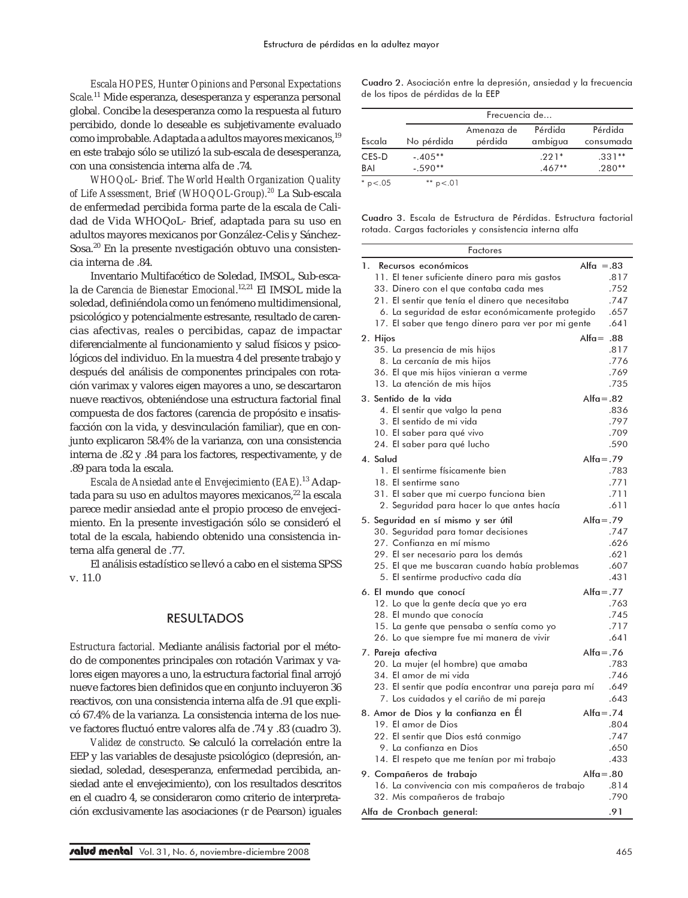*Escala HOPES, Hunter Opinions and Personal Expectations Scale.*[11] Mide esperanza, desesperanza y esperanza personal global. Concibe la desesperanza como la respuesta al futuro percibido, donde lo deseable es subjetivamente evaluado como improbable. Adaptada a adultos mayores mexicanos,[19] en este trabajo sólo se utilizó la sub-escala de desesperanza, con una consistencia interna alfa de .74.

*WHOQoL- Brief. The World Health Organization Quality of Life Assessment, Brief (WHOQOL-Group).*[20] La Sub-escala de enfermedad percibida forma parte de la escala de Calidad de Vida WHOQoL- Brief, adaptada para su uso en adultos mayores mexicanos por González-Celis y Sánchez-Sosa.[20] En la presente nvestigación obtuvo una consistencia interna de .84.

Inventario Multifacético de Soledad, IMSOL, Sub-escala de *Carencia de Bienestar Emocional*.[12,21] El IMSOL mide la soledad, definiéndola como un fenómeno multidimensional, psicológico y potencialmente estresante, resultado de carencias afectivas, reales o percibidas, capaz de impactar diferencialmente al funcionamiento y salud físicos y psicológicos del individuo. En la muestra 4 del presente trabajo y después del análisis de componentes principales con rotación varimax y valores eigen mayores a uno, se descartaron nueve reactivos, obteniéndose una estructura factorial final compuesta de dos factores (carencia de propósito e insatisfacción con la vida, y desvinculación familiar), que en conjunto explicaron 58.4% de la varianza, con una consistencia interna de .82 y .84 para los factores, respectivamente, y de .89 para toda la escala.

*Escala de Ansiedad ante el Envejecimiento (EAE).*[13] Adaptada para su uso en adultos mayores mexicanos,[22] la escala parece medir ansiedad ante el propio proceso de envejecimiento. En la presente investigación sólo se consideró el total de la escala, habiendo obtenido una consistencia interna alfa general de .77.

El análisis estadístico se llevó a cabo en el sistema SPSS v. 11.0

## RESULTADOS

*Estructura factorial.* Mediante análisis factorial por el método de componentes principales con rotación Varimax y valores eigen mayores a uno, la estructura factorial final arrojó nueve factores bien definidos que en conjunto incluyeron 36 reactivos, con una consistencia interna alfa de .91 que explicó 67.4% de la varianza. La consistencia interna de los nueve factores fluctuó entre valores alfa de .74 y .83 (cuadro 3).

*Validez de constructo.* Se calculó la correlación entre la EEP y las variables de desajuste psicológico (depresión, ansiedad, soledad, desesperanza, enfermedad percibida, ansiedad ante el envejecimiento), con los resultados descritos en el cuadro 4, se consideraron como criterio de interpretación exclusivamente las asociaciones (r de Pearson) iguales

**Cuadro 2.** Asociación entre la depresión, ansiedad y la frecuencia de los tipos de pérdidas de la EEP

| | Frecuencia de... | | | |
|---|---|---|---|---|
| Escala | No pérdida | Amenaza de pérdida | Pérdida ambigua | Pérdida consumada |
| CES-D | -.405** | | .221* | .331** |
| BAI | -.590** | | .467** | .280** |

* p<.05 &nbsp;&nbsp;&nbsp; ** p<.01

**Cuadro 3.** Escala de Estructura de Pérdidas. Estructura factorial rotada. Cargas factoriales y consistencia interna alfa

| Factores | |
|---|---|
| **1. Recursos económicos** | **Alfa = .83** |
| 11. El tener suficiente dinero para mis gastos | .817 |
| 33. Dinero con el que contaba cada mes | .752 |
| 21. El sentir que tenía el dinero que necesitaba | .747 |
| 6. La seguridad de estar económicamente protegido | .657 |
| 17. El saber que tengo dinero para ver por mi gente | .641 |
| **2. Hijos** | **Alfa= .88** |
| 35. La presencia de mis hijos | .817 |
| 8. La cercanía de mis hijos | .776 |
| 36. El que mis hijos vinieran a verme | .769 |
| 13. La atención de mis hijos | .735 |
| **3. Sentido de la vida** | **Alfa=.82** |
| 4. El sentir que valgo la pena | .836 |
| 3. El sentido de mi vida | .797 |
| 10. El saber para qué vivo | .709 |
| 24. El saber para qué lucho | .590 |
| **4. Salud** | **Alfa=.79** |
| 1. El sentirme físicamente bien | .783 |
| 18. El sentirme sano | .771 |
| 31. El saber que mi cuerpo funciona bien | .711 |
| 2. Seguridad para hacer lo que antes hacía | .611 |
| **5. Seguridad en sí mismo y ser útil** | **Alfa=.79** |
| 30. Seguridad para tomar decisiones | .747 |
| 27. Confianza en mí mismo | .626 |
| 29. El ser necesario para los demás | .621 |
| 25. El que me buscaran cuando había problemas | .607 |
| 5. El sentirme productivo cada día | .431 |
| **6. El mundo que conocí** | **Alfa=.77** |
| 12. Lo que la gente decía que yo era | .763 |
| 28. El mundo que conocía | .745 |
| 15. La gente que pensaba o sentía como yo | .717 |
| 26. Lo que siempre fue mi manera de vivir | .641 |
| **7. Pareja afectiva** | **Alfa=.76** |
| 20. La mujer (el hombre) que amaba | .783 |
| 34. El amor de mi vida | .746 |
| 23. El sentir que podía encontrar una pareja para mí | .649 |
| 7. Los cuidados y el cariño de mi pareja | .643 |
| **8. Amor de Dios y la confianza en Él** | **Alfa=.74** |
| 19. El amor de Dios | .804 |
| 22. El sentir que Dios está conmigo | .747 |
| 9. La confianza en Dios | .650 |
| 14. El respeto que me tenían por mi trabajo | .433 |
| **9. Compañeros de trabajo** | **Alfa=.80** |
| 16. La convivencia con mis compañeros de trabajo | .814 |
| 32. Mis compañeros de trabajo | .790 |
| **Alfa de Cronbach general:** | **.91** |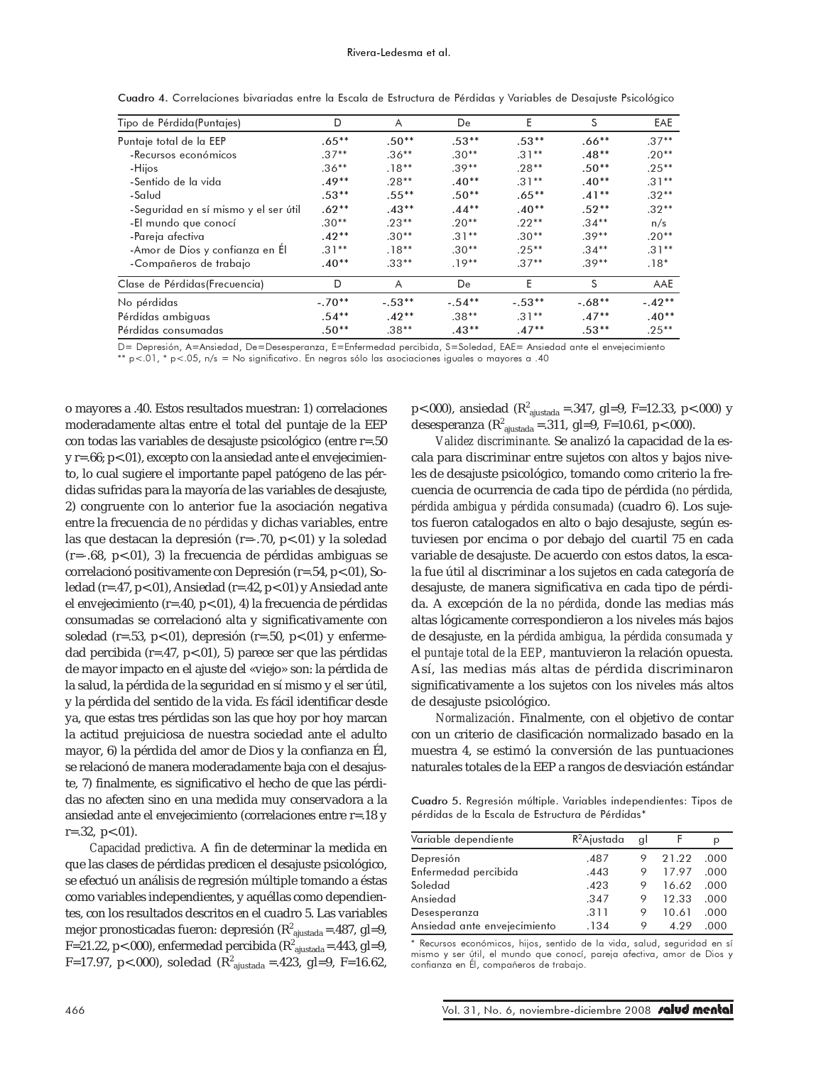**Cuadro 4.** Correlaciones bivariadas entre la Escala de Estructura de Pérdidas y Variables de Desajuste Psicológico

| Tipo de Pérdida(Puntajes) | D | A | De | E | S | EAE |
|---|---|---|---|---|---|---|
| Puntaje total de la EEP | **.65**** | **.50**** | **.53**** | **.53**** | **.66**** | .37** |
| -Recursos económicos | .37** | .36** | .30** | .31** | **.48**** | .20** |
| -Hijos | .36** | .18** | .39** | .28** | **.50**** | .25** |
| -Sentido de la vida | **.49**** | .28** | **.40**** | .31** | **.40**** | .31** |
| -Salud | **.53**** | **.55**** | **.50**** | **.65**** | **.41**** | .32** |
| -Seguridad en sí mismo y el ser útil | **.62**** | **.43**** | **.44**** | **.40**** | **.52**** | .32** |
| -El mundo que conocí | .30** | .23** | .20** | .22** | .34** | n/s |
| -Pareja afectiva | **.42**** | .30** | .31** | .30** | .39** | .20** |
| -Amor de Dios y confianza en Él | .31** | .18** | .30** | .25** | .34** | .31** |
| -Compañeros de trabajo | **.40**** | .33** | .19** | .37** | .39** | .18* |
| **Clase de Pérdidas(Frecuencia)** | **D** | **A** | **De** | **E** | **S** | **AAE** |
| No pérdidas | **-.70**** | **-.53**** | **-.54**** | **-.53**** | **-.68**** | **-.42**** |
| Pérdidas ambiguas | **.54**** | **.42**** | .38** | .31** | **.47**** | **.40**** |
| Pérdidas consumadas | **.50**** | .38** | **.43**** | **.47**** | **.53**** | .25** |

D= Depresión, A=Ansiedad, De=Desesperanza, E=Enfermedad percibida, S=Soledad, EAE= Ansiedad ante el envejecimiento
** p<.01, * p<.05, n/s = No significativo. En negras sólo las asociaciones iguales o mayores a .40

o mayores a .40. Estos resultados muestran: 1) correlaciones moderadamente altas entre el total del puntaje de la EEP con todas las variables de desajuste psicológico (entre r=.50 y r=.66; p<.01), excepto con la ansiedad ante el envejecimiento, lo cual sugiere el importante papel patógeno de las pérdidas sufridas para la mayoría de las variables de desajuste, 2) congruente con lo anterior fue la asociación negativa entre la frecuencia de *no pérdidas* y dichas variables, entre las que destacan la depresión (r=-.70, p<.01) y la soledad (r=-.68, p<.01), 3) la frecuencia de pérdidas ambiguas se correlacionó positivamente con Depresión (r=.54, p<.01), Soledad (r=.47, p<.01), Ansiedad (r=.42, p<.01) y Ansiedad ante el envejecimiento (r=.40, p<.01), 4) la frecuencia de pérdidas consumadas se correlacionó alta y significativamente con soledad (r=.53, p<.01), depresión (r=.50, p<.01) y enfermedad percibida (r=.47, p<.01), 5) parece ser que las pérdidas de mayor impacto en el ajuste del «viejo» son: la pérdida de la salud, la pérdida de la seguridad en sí mismo y el ser útil, y la pérdida del sentido de la vida. Es fácil identificar desde ya, que estas tres pérdidas son las que hoy por hoy marcan la actitud prejuiciosa de nuestra sociedad ante el adulto mayor, 6) la pérdida del amor de Dios y la confianza en Él, se relacionó de manera moderadamente baja con el desajuste, 7) finalmente, es significativo el hecho de que las pérdidas no afecten sino en una medida muy conservadora a la ansiedad ante el envejecimiento (correlaciones entre r=.18 y r=.32, p<.01).

*Capacidad predictiva.* A fin de determinar la medida en que las clases de pérdidas predicen el desajuste psicológico, se efectuó un análisis de regresión múltiple tomando a éstas como variables independientes, y aquéllas como dependientes, con los resultados descritos en el cuadro 5. Las variables mejor pronosticadas fueron: depresión ($R^2_{ajustada}$=.487, gl=9, F=21.22, p<.000), enfermedad percibida ($R^2_{ajustada}$=.443, gl=9, F=17.97, p<.000), soledad ($R^2_{ajustada}$=.423, gl=9, F=16.62, p<.000), ansiedad ($R^2_{ajustada}$=.347, gl=9, F=12.33, p<.000) y desesperanza ($R^2_{ajustada}$=.311, gl=9, F=10.61, p<.000).

*Validez discriminante.* Se analizó la capacidad de la escala para discriminar entre sujetos con altos y bajos niveles de desajuste psicológico, tomando como criterio la frecuencia de ocurrencia de cada tipo de pérdida (*no pérdida, pérdida ambigua y pérdida consumada*) (cuadro 6). Los sujetos fueron catalogados en alto o bajo desajuste, según estuviesen por encima o por debajo del cuartil 75 en cada variable de desajuste. De acuerdo con estos datos, la escala fue útil al discriminar a los sujetos en cada categoría de desajuste, de manera significativa en cada tipo de pérdida. A excepción de la *no pérdida*, donde las medias más altas lógicamente correspondieron a los niveles más bajos de desajuste, en la *pérdida ambigua*, la *pérdida consumada* y el *puntaje total de la EEP*, mantuvieron la relación opuesta. Así, las medias más altas de pérdida discriminaron significativamente a los sujetos con los niveles más altos de desajuste psicológico.

*Normalización.* Finalmente, con el objetivo de contar con un criterio de clasificación normalizado basado en la muestra 4, se estimó la conversión de las puntuaciones naturales totales de la EEP a rangos de desviación estándar

**Cuadro 5.** Regresión múltiple. Variables independientes: Tipos de pérdidas de la Escala de Estructura de Pérdidas*

| Variable dependiente | $R^2$Ajustada | gl | F | p |
|---|---|---|---|---|
| Depresión | .487 | 9 | 21.22 | .000 |
| Enfermedad percibida | .443 | 9 | 17.97 | .000 |
| Soledad | .423 | 9 | 16.62 | .000 |
| Ansiedad | .347 | 9 | 12.33 | .000 |
| Desesperanza | .311 | 9 | 10.61 | .000 |
| Ansiedad ante envejecimiento | .134 | 9 | 4.29 | .000 |

* Recursos económicos, hijos, sentido de la vida, salud, seguridad en sí mismo y ser útil, el mundo que conocí, pareja afectiva, amor de Dios y confianza en Él, compañeros de trabajo.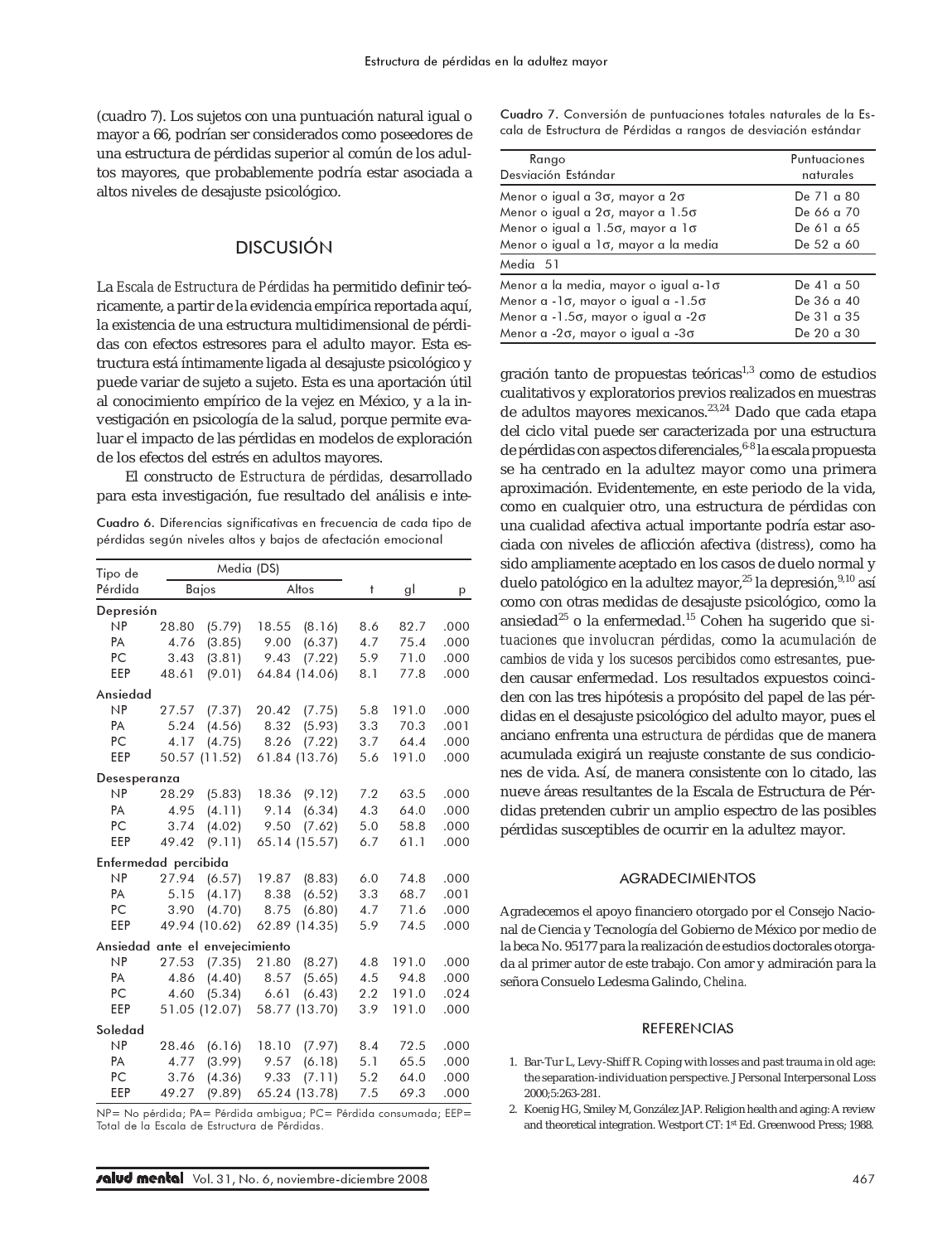(cuadro 7). Los sujetos con una puntuación natural igual o mayor a 66, podrían ser considerados como poseedores de una estructura de pérdidas superior al común de los adultos mayores, que probablemente podría estar asociada a altos niveles de desajuste psicológico.

## DISCUSIÓN

La *Escala de Estructura de Pérdidas* ha permitido definir teóricamente, a partir de la evidencia empírica reportada aquí, la existencia de una estructura multidimensional de pérdidas con efectos estresores para el adulto mayor. Esta estructura está íntimamente ligada al desajuste psicológico y puede variar de sujeto a sujeto. Esta es una aportación útil al conocimiento empírico de la vejez en México, y a la investigación en psicología de la salud, porque permite evaluar el impacto de las pérdidas en modelos de exploración de los efectos del estrés en adultos mayores.

El constructo de *Estructura de pérdidas,* desarrollado para esta investigación, fue resultado del análisis e integración tanto de propuestas teóricas[1,3] como de estudios cualitativos y exploratorios previos realizados en muestras de adultos mayores mexicanos.[23,24] Dado que cada etapa del ciclo vital puede ser caracterizada por una estructura de pérdidas con aspectos diferenciales,[6-8] la escala propuesta se ha centrado en la adultez mayor como una primera aproximación. Evidentemente, en este periodo de la vida, como en cualquier otro, una estructura de pérdidas con una cualidad afectiva actual importante podría estar asociada con niveles de aflicción afectiva (*distress*), como ha sido ampliamente aceptado en los casos de duelo normal y duelo patológico en la adultez mayor,[25] la depresión,[9,10] así como con otras medidas de desajuste psicológico, como la ansiedad[25] o la enfermedad.[15] Cohen ha sugerido que *situaciones que involucran pérdidas,* como la *acumulación de cambios de vida y los sucesos percibidos como estresantes,* pueden causar enfermedad. Los resultados expuestos coinciden con las tres hipótesis a propósito del papel de las pérdidas en el desajuste psicológico del adulto mayor, pues el anciano enfrenta una *estructura de pérdidas* que de manera acumulada exigirá un reajuste constante de sus condiciones de vida. Así, de manera consistente con lo citado, las nueve áreas resultantes de la Escala de Estructura de Pérdidas pretenden cubrir un amplio espectro de las posibles pérdidas susceptibles de ocurrir en la adultez mayor.

**Cuadro 6.** Diferencias significativas en frecuencia de cada tipo de pérdidas según niveles altos y bajos de afectación emocional

| Tipo de Pérdida | Media (DS) Bajos | | Media (DS) Altos | | t | gl | p |
|---|---|---|---|---|---|---|---|
| **Depresión** | | | | | | | |
| NP | 28.80 | (5.79) | 18.55 | (8.16) | 8.6 | 82.7 | .000 |
| PA | 4.76 | (3.85) | 9.00 | (6.37) | 4.7 | 75.4 | .000 |
| PC | 3.43 | (3.81) | 9.43 | (7.22) | 5.9 | 71.0 | .000 |
| EEP | 48.61 | (9.01) | 64.84 | (14.06) | 8.1 | 77.8 | .000 |
| **Ansiedad** | | | | | | | |
| NP | 27.57 | (7.37) | 20.42 | (7.75) | 5.8 | 191.0 | .000 |
| PA | 5.24 | (4.56) | 8.32 | (5.93) | 3.3 | 70.3 | .001 |
| PC | 4.17 | (4.75) | 8.26 | (7.22) | 3.7 | 64.4 | .000 |
| EEP | 50.57 | (11.52) | 61.84 | (13.76) | 5.6 | 191.0 | .000 |
| **Desesperanza** | | | | | | | |
| NP | 28.29 | (5.83) | 18.36 | (9.12) | 7.2 | 63.5 | .000 |
| PA | 4.95 | (4.11) | 9.14 | (6.34) | 4.3 | 64.0 | .000 |
| PC | 3.74 | (4.02) | 9.50 | (7.62) | 5.0 | 58.8 | .000 |
| EEP | 49.42 | (9.11) | 65.14 | (15.57) | 6.7 | 61.1 | .000 |
| **Enfermedad percibida** | | | | | | | |
| NP | 27.94 | (6.57) | 19.87 | (8.83) | 6.0 | 74.8 | .000 |
| PA | 5.15 | (4.17) | 8.38 | (6.52) | 3.3 | 68.7 | .001 |
| PC | 3.90 | (4.70) | 8.75 | (6.80) | 4.7 | 71.6 | .000 |
| EEP | 49.94 | (10.62) | 62.89 | (14.35) | 5.9 | 74.5 | .000 |
| **Ansiedad ante el envejecimiento** | | | | | | | |
| NP | 27.53 | (7.35) | 21.80 | (8.27) | 4.8 | 191.0 | .000 |
| PA | 4.86 | (4.40) | 8.57 | (5.65) | 4.5 | 94.8 | .000 |
| PC | 4.60 | (5.34) | 6.61 | (6.43) | 2.2 | 191.0 | .024 |
| EEP | 51.05 | (12.07) | 58.77 | (13.70) | 3.9 | 191.0 | .000 |
| **Soledad** | | | | | | | |
| NP | 28.46 | (6.16) | 18.10 | (7.97) | 8.4 | 72.5 | .000 |
| PA | 4.77 | (3.99) | 9.57 | (6.18) | 5.1 | 65.5 | .000 |
| PC | 3.76 | (4.36) | 9.33 | (7.11) | 5.2 | 64.0 | .000 |
| EEP | 49.27 | (9.89) | 65.24 | (13.78) | 7.5 | 69.3 | .000 |

NP= No pérdida; PA= Pérdida ambigua; PC= Pérdida consumada; EEP= Total de la Escala de Estructura de Pérdidas.

**Cuadro 7.** Conversión de puntuaciones totales naturales de la Escala de Estructura de Pérdidas a rangos de desviación estándar

| Rango Desviación Estándar | Puntuaciones naturales |
|---|---|
| Menor o igual a 3σ, mayor a 2σ | De 71 a 80 |
| Menor o igual a 2σ, mayor a 1.5σ | De 66 a 70 |
| Menor o igual a 1.5σ, mayor a 1σ | De 61 a 65 |
| Menor o igual a 1σ, mayor a la media | De 52 a 60 |
| Media 51 | |
| Menor a la media, mayor o igual a -1σ | De 41 a 50 |
| Menor a -1σ, mayor o igual a -1.5σ | De 36 a 40 |
| Menor a -1.5σ, mayor o igual a -2σ | De 31 a 35 |
| Menor a -2σ, mayor o igual a -3σ | De 20 a 30 |

## AGRADECIMIENTOS

Agradecemos el apoyo financiero otorgado por el Consejo Nacional de Ciencia y Tecnología del Gobierno de México por medio de la beca No. 95177 para la realización de estudios doctorales otorgada al primer autor de este trabajo. Con amor y admiración para la señora Consuelo Ledesma Galindo, *Chelina.*

## REFERENCIAS

1. Bar-Tur L, Levy-Shiff R. Coping with losses and past trauma in old age: the separation-individuation perspective. J Personal Interpersonal Loss 2000;5:263-281.
2. Koenig HG, Smiley M, González JAP. Religion health and aging: A review and theoretical integration. Westport CT: 1st Ed. Greenwood Press; 1988.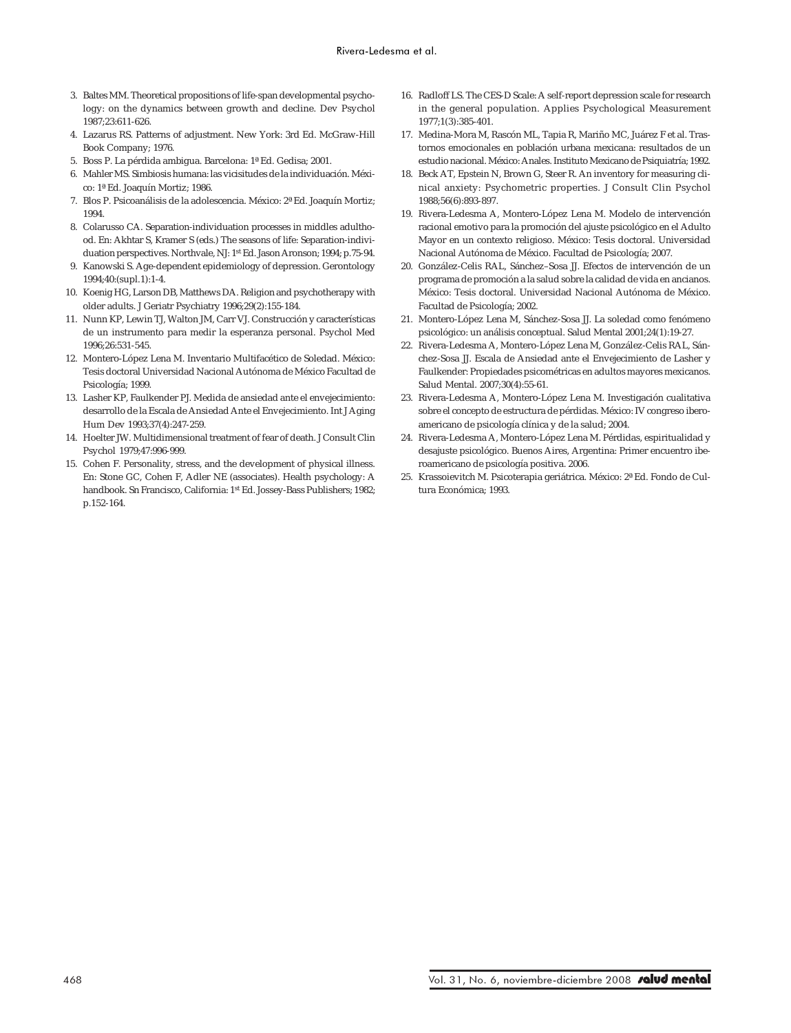3. Baltes MM. Theoretical propositions of life-span developmental psychology: on the dynamics between growth and decline. Dev Psychol 1987;23:611-626.
4. Lazarus RS. Patterns of adjustment. New York: 3rd Ed. McGraw-Hill Book Company; 1976.
5. Boss P. La pérdida ambigua. Barcelona: 1ª Ed. Gedisa; 2001.
6. Mahler MS. Simbiosis humana: las vicisitudes de la individuación. México: 1ª Ed. Joaquín Mortiz; 1986.
7. Blos P. Psicoanálisis de la adolescencia. México: 2ª Ed. Joaquín Mortiz; 1994.
8. Colarusso CA. Separation-individuation processes in middles adulthood. En: Akhtar S, Kramer S (eds.) The seasons of life: Separation-individuation perspectives. Northvale, NJ: 1st Ed. Jason Aronson; 1994; p.75-94.
9. Kanowski S. Age-dependent epidemiology of depression. Gerontology 1994;40:(supl.1):1-4.
10. Koenig HG, Larson DB, Matthews DA. Religion and psychotherapy with older adults. J Geriatr Psychiatry 1996;29(2):155-184.
11. Nunn KP, Lewin TJ, Walton JM, Carr VJ. Construcción y características de un instrumento para medir la esperanza personal. Psychol Med 1996;26:531-545.
12. Montero-López Lena M. Inventario Multifacético de Soledad. México: Tesis doctoral Universidad Nacional Autónoma de México Facultad de Psicología; 1999.
13. Lasher KP, Faulkender PJ. Medida de ansiedad ante el envejecimiento: desarrollo de la Escala de Ansiedad Ante el Envejecimiento. Int J Aging Hum Dev 1993;37(4):247-259.
14. Hoelter JW. Multidimensional treatment of fear of death. J Consult Clin Psychol 1979;47:996-999.
15. Cohen F. Personality, stress, and the development of physical illness. En: Stone GC, Cohen F, Adler NE (associates). Health psychology: A handbook. Sn Francisco, California: 1st Ed. Jossey-Bass Publishers; 1982; p.152-164.
16. Radloff LS. The CES-D Scale: A self-report depression scale for research in the general population. Applies Psychological Measurement 1977;1(3):385-401.
17. Medina-Mora M, Rascón ML, Tapia R, Mariño MC, Juárez F et al. Trastornos emocionales en población urbana mexicana: resultados de un estudio nacional. México: Anales. Instituto Mexicano de Psiquiatría; 1992.
18. Beck AT, Epstein N, Brown G, Steer R. An inventory for measuring clinical anxiety: Psychometric properties. J Consult Clin Psychol 1988;56(6):893-897.
19. Rivera-Ledesma A, Montero-López Lena M. Modelo de intervención racional emotivo para la promoción del ajuste psicológico en el Adulto Mayor en un contexto religioso. México: Tesis doctoral. Universidad Nacional Autónoma de México. Facultad de Psicología; 2007.
20. González-Celis RAL, Sánchez–Sosa JJ. Efectos de intervención de un programa de promoción a la salud sobre la calidad de vida en ancianos. México: Tesis doctoral. Universidad Nacional Autónoma de México. Facultad de Psicología; 2002.
21. Montero-López Lena M, Sánchez-Sosa JJ. La soledad como fenómeno psicológico: un análisis conceptual. Salud Mental 2001;24(1):19-27.
22. Rivera-Ledesma A, Montero-López Lena M, González-Celis RAL, Sánchez-Sosa JJ. Escala de Ansiedad ante el Envejecimiento de Lasher y Faulkender: Propiedades psicométricas en adultos mayores mexicanos. Salud Mental. 2007;30(4):55-61.
23. Rivera-Ledesma A, Montero-López Lena M. Investigación cualitativa sobre el concepto de estructura de pérdidas. México: IV congreso iberoamericano de psicología clínica y de la salud; 2004.
24. Rivera-Ledesma A, Montero-López Lena M. Pérdidas, espiritualidad y desajuste psicológico. Buenos Aires, Argentina: Primer encuentro iberoamericano de psicología positiva. 2006.
25. Krassoievitch M. Psicoterapia geriátrica. México: 2ª Ed. Fondo de Cultura Económica; 1993.